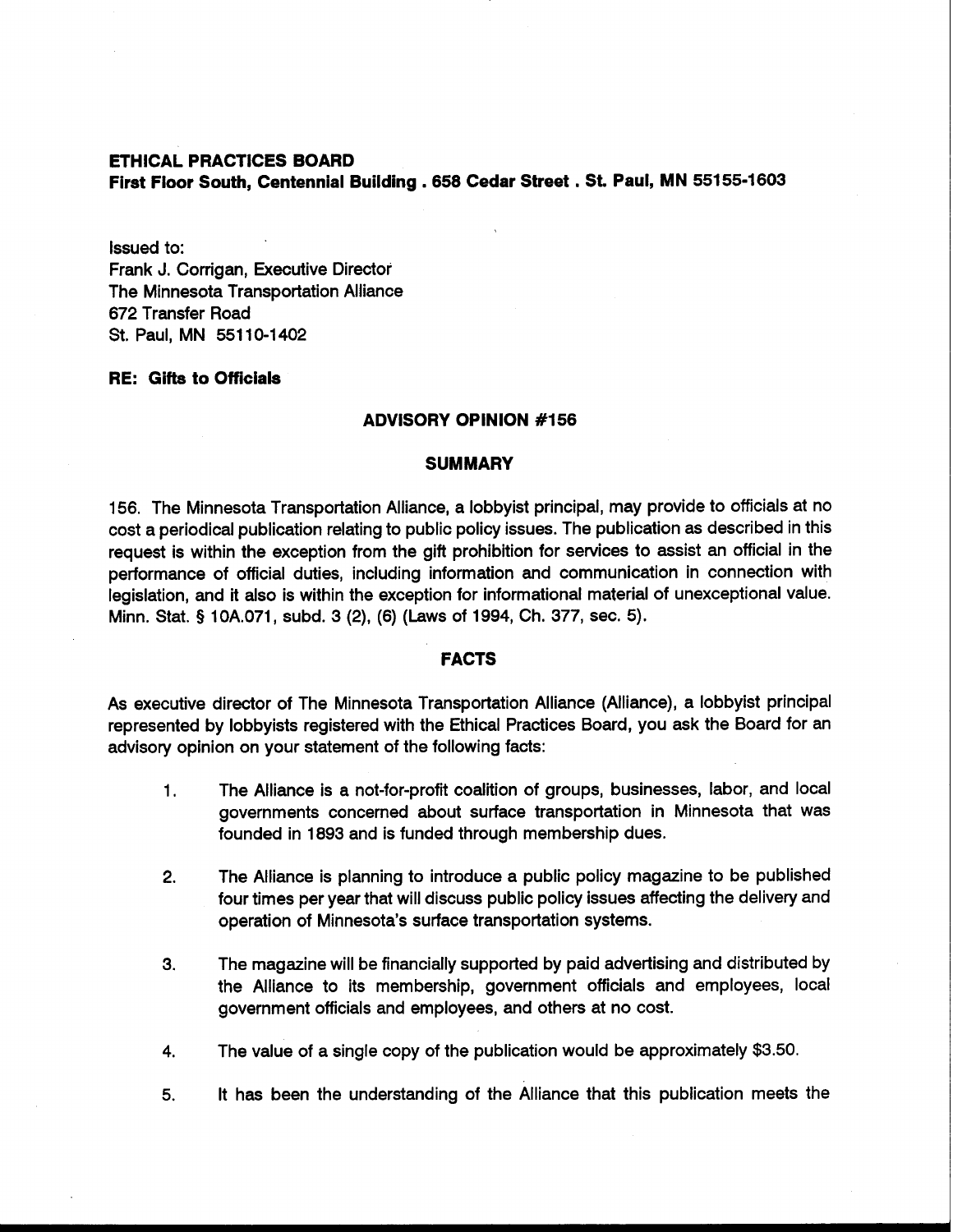**ETHICAL PRACTICES BOARD**
**First Floor South, Centennial Building . 658 Cedar Street . St. Paul, MN 55155-1603**

Issued to:
Frank J. Corrigan, Executive Director
The Minnesota Transportation Alliance
672 Transfer Road
St. Paul, MN 55110-1402

**RE: Gifts to Officials**

## ADVISORY OPINION #156

## SUMMARY

156. The Minnesota Transportation Alliance, a lobbyist principal, may provide to officials at no cost a periodical publication relating to public policy issues. The publication as described in this request is within the exception from the gift prohibition for services to assist an official in the performance of official duties, including information and communication in connection with legislation, and it also is within the exception for informational material of unexceptional value. Minn. Stat. § 10A.071, subd. 3 (2), (6) (Laws of 1994, Ch. 377, sec. 5).

## FACTS

As executive director of The Minnesota Transportation Alliance (Alliance), a lobbyist principal represented by lobbyists registered with the Ethical Practices Board, you ask the Board for an advisory opinion on your statement of the following facts:

1. The Alliance is a not-for-profit coalition of groups, businesses, labor, and local governments concerned about surface transportation in Minnesota that was founded in 1893 and is funded through membership dues.

2. The Alliance is planning to introduce a public policy magazine to be published four times per year that will discuss public policy issues affecting the delivery and operation of Minnesota's surface transportation systems.

3. The magazine will be financially supported by paid advertising and distributed by the Alliance to its membership, government officials and employees, local government officials and employees, and others at no cost.

4. The value of a single copy of the publication would be approximately $3.50.

5. It has been the understanding of the Alliance that this publication meets the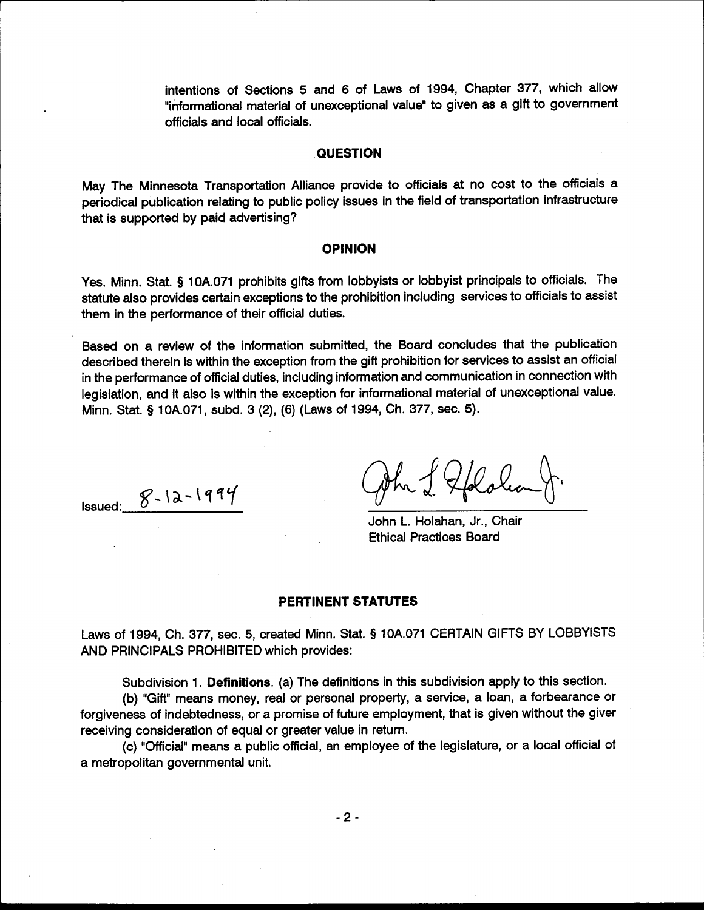intentions of Sections 5 and 6 of Laws of 1994, Chapter 377, which allow "informational material of unexceptional value" to given as a gift to government officials and local officials.

## QUESTION

May The Minnesota Transportation Alliance provide to officials at no cost to the officials a periodical publication relating to public policy issues in the field of transportation infrastructure that is supported by paid advertising?

## OPINION

Yes. Minn. Stat. § 10A.071 prohibits gifts from lobbyists or lobbyist principals to officials. The statute also provides certain exceptions to the prohibition including services to officials to assist them in the performance of their official duties.

Based on a review of the information submitted, the Board concludes that the publication described therein is within the exception from the gift prohibition for services to assist an official in the performance of official duties, including information and communication in connection with legislation, and it also is within the exception for informational material of unexceptional value. Minn. Stat. § 10A.071, subd. 3 (2), (6) (Laws of 1994, Ch. 377, sec. 5).

Issued: 8-12-1994

John L. Holahan, Jr., Chair
Ethical Practices Board

## PERTINENT STATUTES

Laws of 1994, Ch. 377, sec. 5, created Minn. Stat. § 10A.071 CERTAIN GIFTS BY LOBBYISTS AND PRINCIPALS PROHIBITED which provides:

Subdivision 1. **Definitions.** (a) The definitions in this subdivision apply to this section.

(b) "Gift" means money, real or personal property, a service, a loan, a forbearance or forgiveness of indebtedness, or a promise of future employment, that is given without the giver receiving consideration of equal or greater value in return.

(c) "Official" means a public official, an employee of the legislature, or a local official of a metropolitan governmental unit.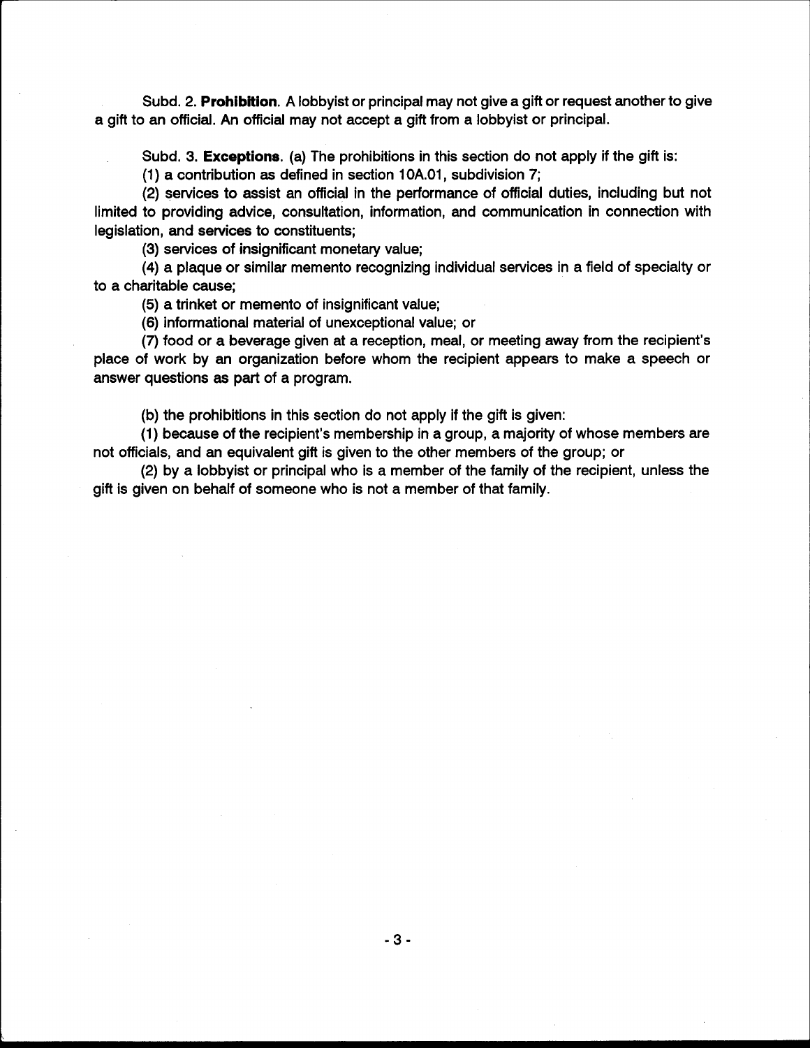Subd. 2. **Prohibition**. A lobbyist or principal may not give a gift or request another to give a gift to an official. An official may not accept a gift from a lobbyist or principal.

Subd. 3. **Exceptions**. (a) The prohibitions in this section do not apply if the gift is:

(1) a contribution as defined in section 10A.01, subdivision 7;

(2) services to assist an official in the performance of official duties, including but not limited to providing advice, consultation, information, and communication in connection with legislation, and services to constituents;

(3) services of insignificant monetary value;

(4) a plaque or similar memento recognizing individual services in a field of specialty or to a charitable cause;

(5) a trinket or memento of insignificant value;

(6) informational material of unexceptional value; or

(7) food or a beverage given at a reception, meal, or meeting away from the recipient's place of work by an organization before whom the recipient appears to make a speech or answer questions as part of a program.

(b) the prohibitions in this section do not apply if the gift is given:

(1) because of the recipient's membership in a group, a majority of whose members are not officials, and an equivalent gift is given to the other members of the group; or

(2) by a lobbyist or principal who is a member of the family of the recipient, unless the gift is given on behalf of someone who is not a member of that family.